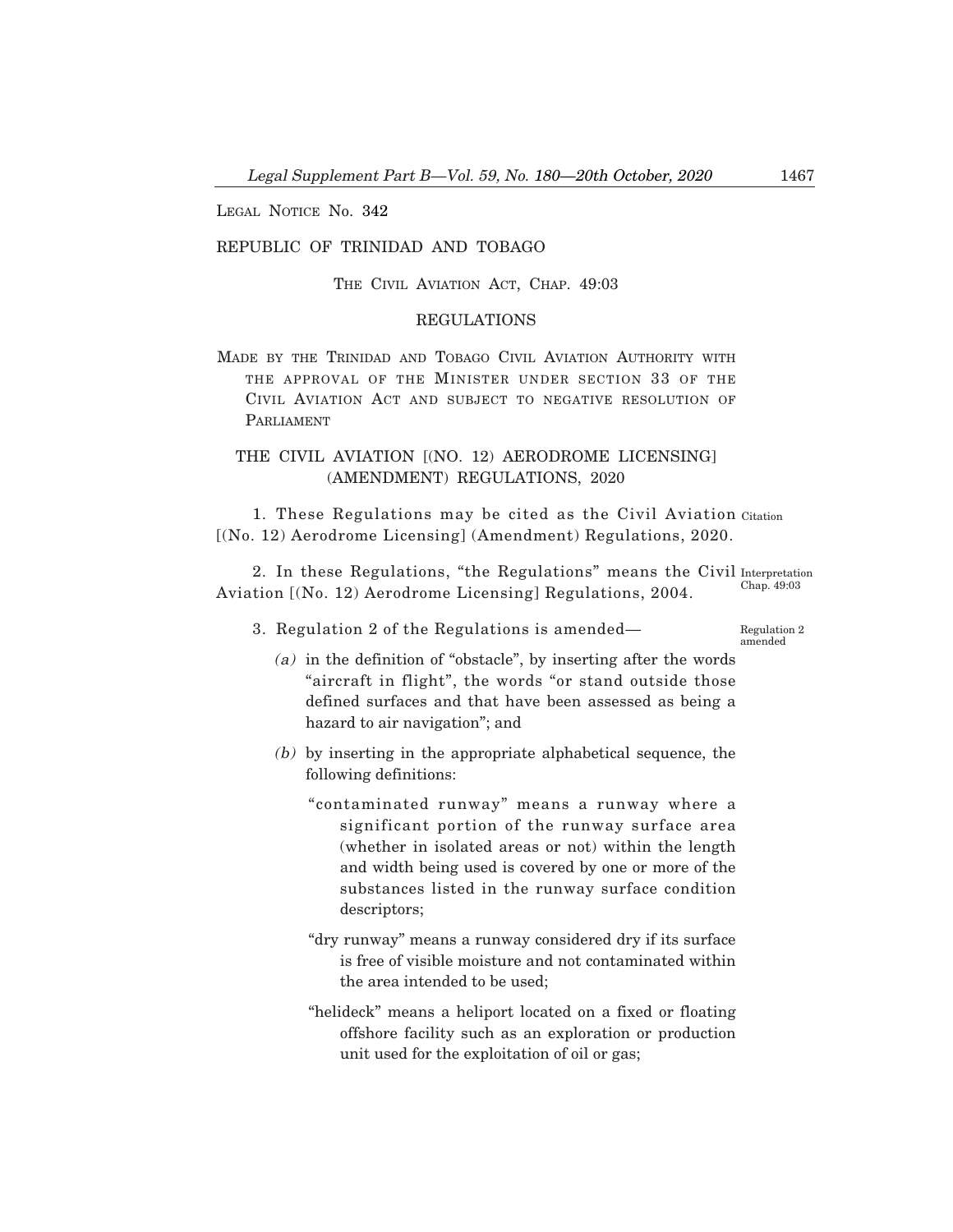LEGAL NOTICE No. 342

REPUBLIC OF TRINIDAD AND TOBAGO

THE CIVIL AVIATION ACT, CHAP. 49:03

REGULATIONS

MADE BY THE TRINIDAD AND TOBAGO CIVIL AVIATION AUTHORITY WITH THE APPROVAL OF THE MINISTER UNDER SECTION 33 OF THE CIVIL AVIATION ACT AND SUBJECT TO NEGATIVE RESOLUTION OF PARLIAMENT

# THE CIVIL AVIATION [(NO. 12) AERODROME LICENSING] (AMENDMENT) REGULATIONS, 2020

Citation

1. These Regulations may be cited as the Civil Aviation [(No. 12) Aerodrome Licensing] (Amendment) Regulations, 2020.

Interpretation Chap. 49:03

2. In these Regulations, "the Regulations" means the Civil Aviation [(No. 12) Aerodrome Licensing] Regulations, 2004.

Regulation 2 amended

3. Regulation 2 of the Regulations is amended—

*(a)* in the definition of "obstacle", by inserting after the words "aircraft in flight", the words "or stand outside those defined surfaces and that have been assessed as being a hazard to air navigation"; and

*(b)* by inserting in the appropriate alphabetical sequence, the following definitions:

"contaminated runway" means a runway where a significant portion of the runway surface area (whether in isolated areas or not) within the length and width being used is covered by one or more of the substances listed in the runway surface condition descriptors;

"dry runway" means a runway considered dry if its surface is free of visible moisture and not contaminated within the area intended to be used;

"helideck" means a heliport located on a fixed or floating offshore facility such as an exploration or production unit used for the exploitation of oil or gas;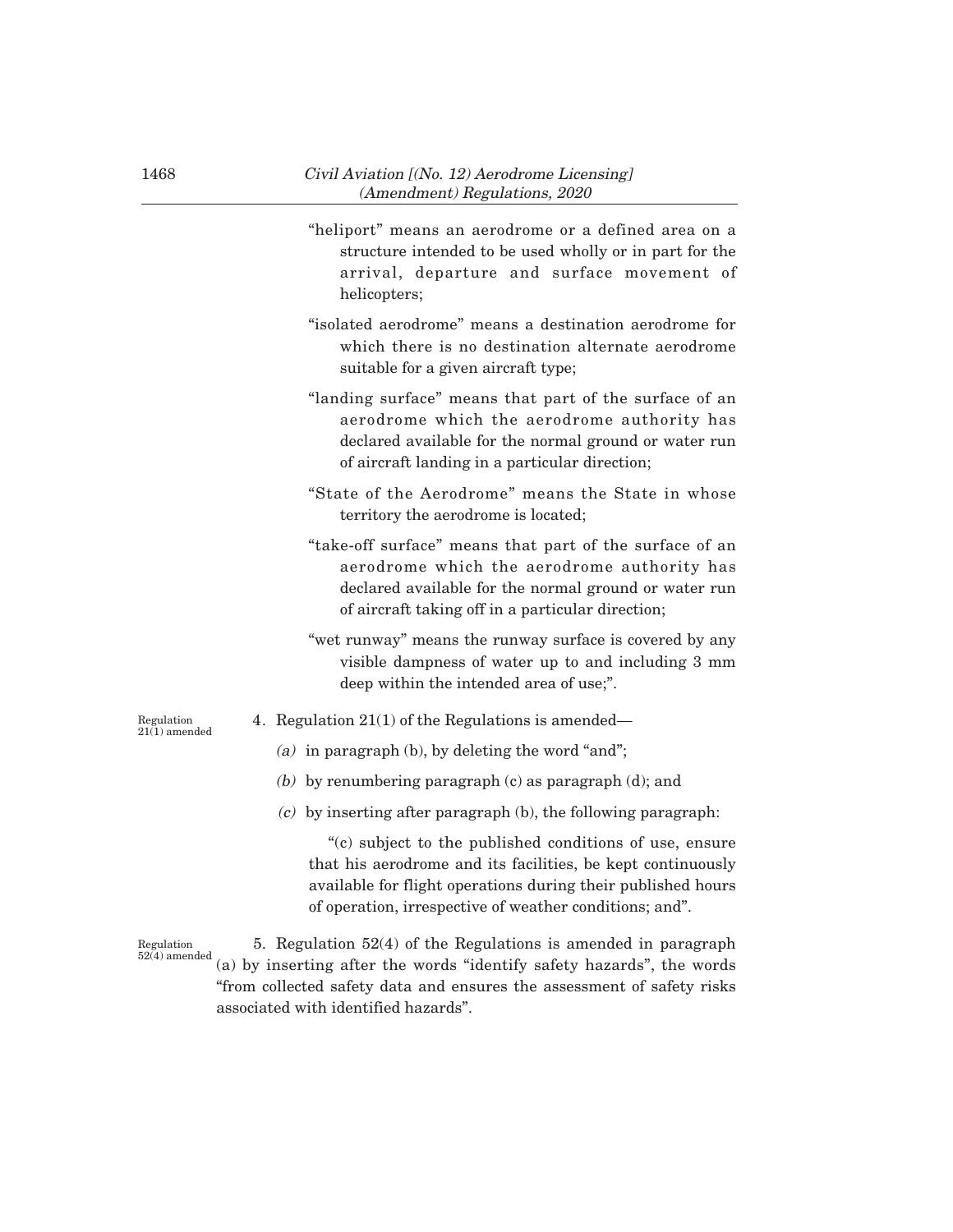"heliport" means an aerodrome or a defined area on a structure intended to be used wholly or in part for the arrival, departure and surface movement of helicopters;

"isolated aerodrome" means a destination aerodrome for which there is no destination alternate aerodrome suitable for a given aircraft type;

"landing surface" means that part of the surface of an aerodrome which the aerodrome authority has declared available for the normal ground or water run of aircraft landing in a particular direction;

"State of the Aerodrome" means the State in whose territory the aerodrome is located;

"take-off surface" means that part of the surface of an aerodrome which the aerodrome authority has declared available for the normal ground or water run of aircraft taking off in a particular direction;

"wet runway" means the runway surface is covered by any visible dampness of water up to and including 3 mm deep within the intended area of use;".

Regulation 21(1) amended

4. Regulation 21(1) of the Regulations is amended—

*(a)* in paragraph (b), by deleting the word "and";

*(b)* by renumbering paragraph (c) as paragraph (d); and

*(c)* by inserting after paragraph (b), the following paragraph:

"(c) subject to the published conditions of use, ensure that his aerodrome and its facilities, be kept continuously available for flight operations during their published hours of operation, irrespective of weather conditions; and".

Regulation 52(4) amended

5. Regulation 52(4) of the Regulations is amended in paragraph (a) by inserting after the words "identify safety hazards", the words "from collected safety data and ensures the assessment of safety risks associated with identified hazards".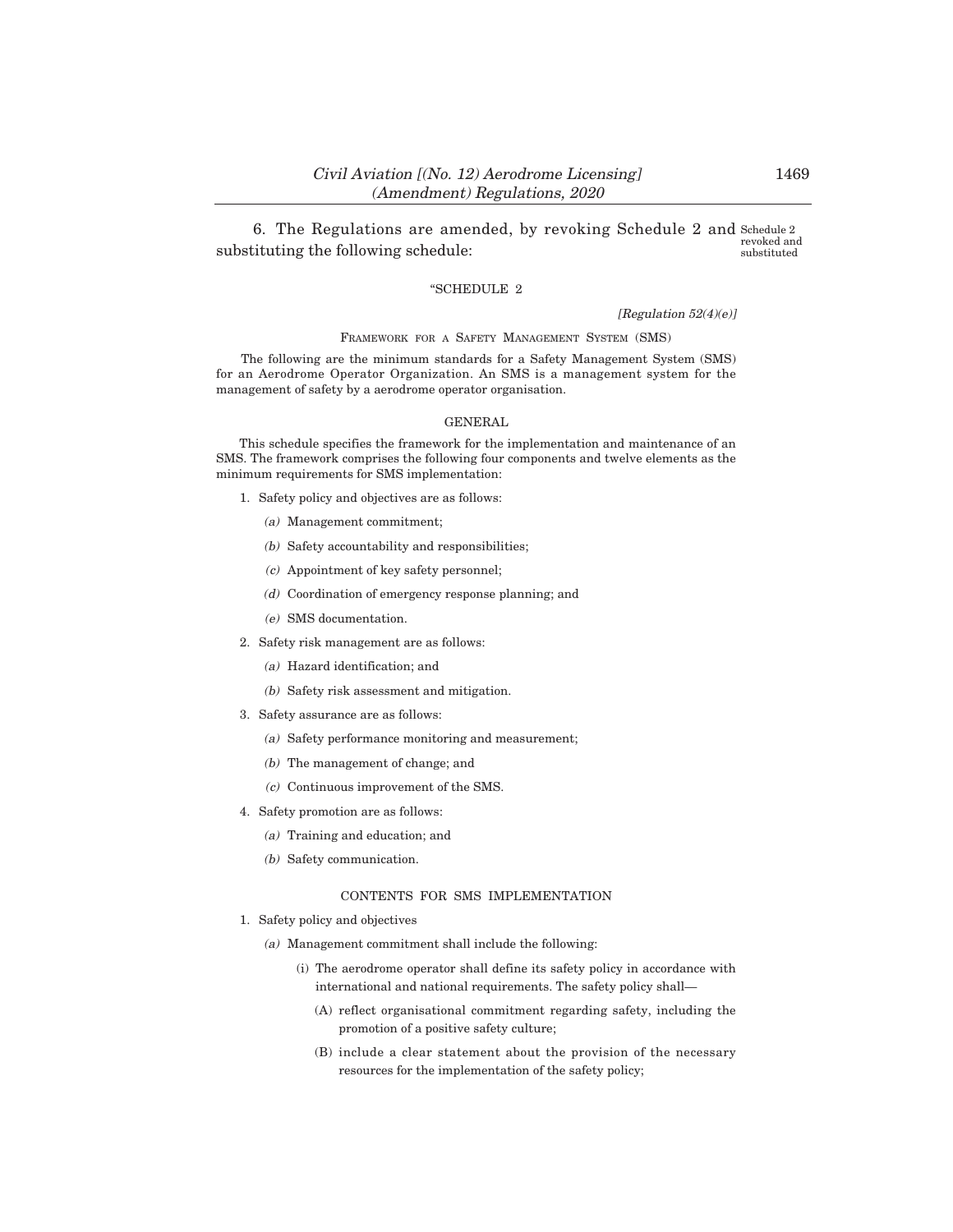6. The Regulations are amended, by revoking Schedule 2 and substituting the following schedule:

Schedule 2 revoked and substituted

"SCHEDULE 2

*[Regulation 52(4)(e)]*

FRAMEWORK FOR A SAFETY MANAGEMENT SYSTEM (SMS)

The following are the minimum standards for a Safety Management System (SMS) for an Aerodrome Operator Organization. An SMS is a management system for the management of safety by a aerodrome operator organisation.

GENERAL

This schedule specifies the framework for the implementation and maintenance of an SMS. The framework comprises the following four components and twelve elements as the minimum requirements for SMS implementation:

1. Safety policy and objectives are as follows:
   *(a)* Management commitment;
   *(b)* Safety accountability and responsibilities;
   *(c)* Appointment of key safety personnel;
   *(d)* Coordination of emergency response planning; and
   *(e)* SMS documentation.
2. Safety risk management are as follows:
   *(a)* Hazard identification; and
   *(b)* Safety risk assessment and mitigation.
3. Safety assurance are as follows:
   *(a)* Safety performance monitoring and measurement;
   *(b)* The management of change; and
   *(c)* Continuous improvement of the SMS.
4. Safety promotion are as follows:
   *(a)* Training and education; and
   *(b)* Safety communication.

CONTENTS FOR SMS IMPLEMENTATION

1. Safety policy and objectives
   *(a)* Management commitment shall include the following:
      (i) The aerodrome operator shall define its safety policy in accordance with international and national requirements. The safety policy shall—
         (A) reflect organisational commitment regarding safety, including the promotion of a positive safety culture;
         (B) include a clear statement about the provision of the necessary resources for the implementation of the safety policy;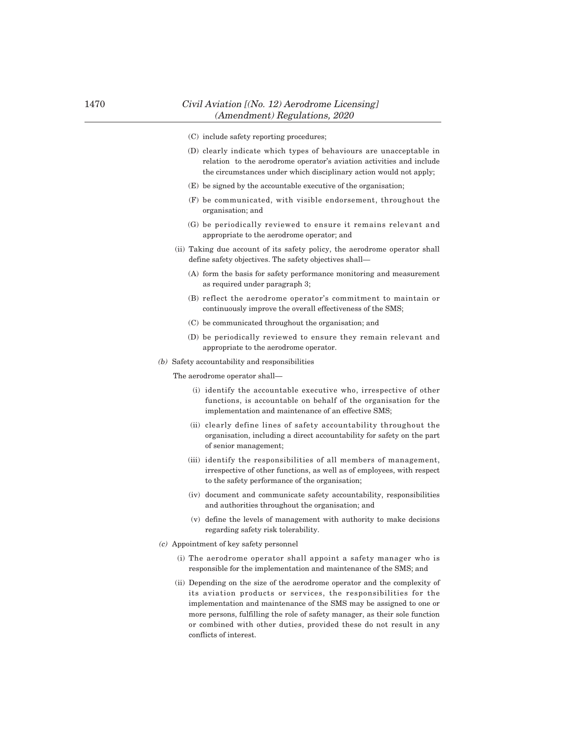(C) include safety reporting procedures;

(D) clearly indicate which types of behaviours are unacceptable in relation to the aerodrome operator's aviation activities and include the circumstances under which disciplinary action would not apply;

(E) be signed by the accountable executive of the organisation;

(F) be communicated, with visible endorsement, throughout the organisation; and

(G) be periodically reviewed to ensure it remains relevant and appropriate to the aerodrome operator; and

(ii) Taking due account of its safety policy, the aerodrome operator shall define safety objectives. The safety objectives shall—

(A) form the basis for safety performance monitoring and measurement as required under paragraph 3;

(B) reflect the aerodrome operator's commitment to maintain or continuously improve the overall effectiveness of the SMS;

(C) be communicated throughout the organisation; and

(D) be periodically reviewed to ensure they remain relevant and appropriate to the aerodrome operator.

*(b)* Safety accountability and responsibilities

The aerodrome operator shall—

(i) identify the accountable executive who, irrespective of other functions, is accountable on behalf of the organisation for the implementation and maintenance of an effective SMS;

(ii) clearly define lines of safety accountability throughout the organisation, including a direct accountability for safety on the part of senior management;

(iii) identify the responsibilities of all members of management, irrespective of other functions, as well as of employees, with respect to the safety performance of the organisation;

(iv) document and communicate safety accountability, responsibilities and authorities throughout the organisation; and

(v) define the levels of management with authority to make decisions regarding safety risk tolerability.

*(c)* Appointment of key safety personnel

(i) The aerodrome operator shall appoint a safety manager who is responsible for the implementation and maintenance of the SMS; and

(ii) Depending on the size of the aerodrome operator and the complexity of its aviation products or services, the responsibilities for the implementation and maintenance of the SMS may be assigned to one or more persons, fulfilling the role of safety manager, as their sole function or combined with other duties, provided these do not result in any conflicts of interest.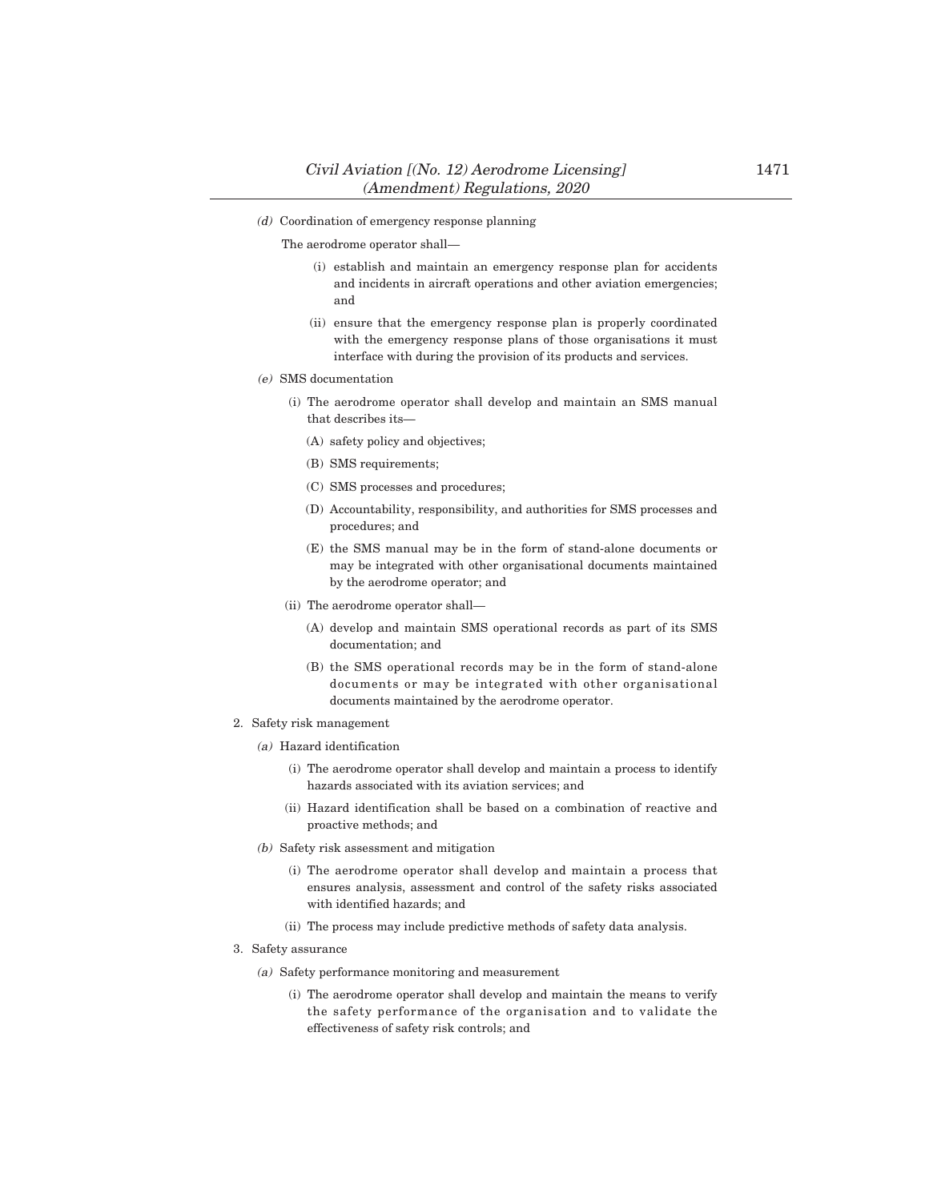*(d)* Coordination of emergency response planning

The aerodrome operator shall—

(i) establish and maintain an emergency response plan for accidents and incidents in aircraft operations and other aviation emergencies; and

(ii) ensure that the emergency response plan is properly coordinated with the emergency response plans of those organisations it must interface with during the provision of its products and services.

*(e)* SMS documentation

(i) The aerodrome operator shall develop and maintain an SMS manual that describes its—

(A) safety policy and objectives;

(B) SMS requirements;

(C) SMS processes and procedures;

(D) Accountability, responsibility, and authorities for SMS processes and procedures; and

(E) the SMS manual may be in the form of stand-alone documents or may be integrated with other organisational documents maintained by the aerodrome operator; and

(ii) The aerodrome operator shall—

(A) develop and maintain SMS operational records as part of its SMS documentation; and

(B) the SMS operational records may be in the form of stand-alone documents or may be integrated with other organisational documents maintained by the aerodrome operator.

2. Safety risk management

*(a)* Hazard identification

(i) The aerodrome operator shall develop and maintain a process to identify hazards associated with its aviation services; and

(ii) Hazard identification shall be based on a combination of reactive and proactive methods; and

*(b)* Safety risk assessment and mitigation

(i) The aerodrome operator shall develop and maintain a process that ensures analysis, assessment and control of the safety risks associated with identified hazards; and

(ii) The process may include predictive methods of safety data analysis.

3. Safety assurance

*(a)* Safety performance monitoring and measurement

(i) The aerodrome operator shall develop and maintain the means to verify the safety performance of the organisation and to validate the effectiveness of safety risk controls; and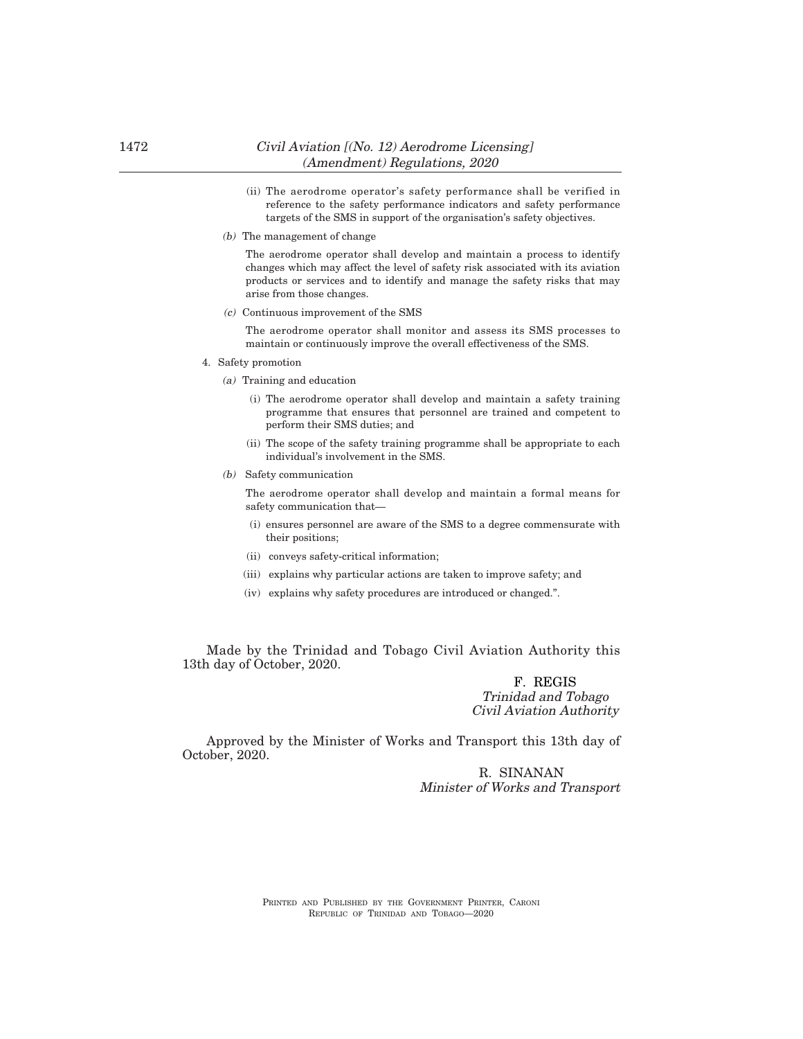(ii) The aerodrome operator's safety performance shall be verified in reference to the safety performance indicators and safety performance targets of the SMS in support of the organisation's safety objectives.

*(b)* The management of change

The aerodrome operator shall develop and maintain a process to identify changes which may affect the level of safety risk associated with its aviation products or services and to identify and manage the safety risks that may arise from those changes.

*(c)* Continuous improvement of the SMS

The aerodrome operator shall monitor and assess its SMS processes to maintain or continuously improve the overall effectiveness of the SMS.

4. Safety promotion

*(a)* Training and education

(i) The aerodrome operator shall develop and maintain a safety training programme that ensures that personnel are trained and competent to perform their SMS duties; and

(ii) The scope of the safety training programme shall be appropriate to each individual's involvement in the SMS.

*(b)* Safety communication

The aerodrome operator shall develop and maintain a formal means for safety communication that—

(i) ensures personnel are aware of the SMS to a degree commensurate with their positions;

(ii) conveys safety-critical information;

(iii) explains why particular actions are taken to improve safety; and

(iv) explains why safety procedures are introduced or changed.".

Made by the Trinidad and Tobago Civil Aviation Authority this 13th day of October, 2020.

F. REGIS
*Trinidad and Tobago Civil Aviation Authority*

Approved by the Minister of Works and Transport this 13th day of October, 2020.

R. SINANAN
*Minister of Works and Transport*

PRINTED AND PUBLISHED BY THE GOVERNMENT PRINTER, CARONI
REPUBLIC OF TRINIDAD AND TOBAGO—2020